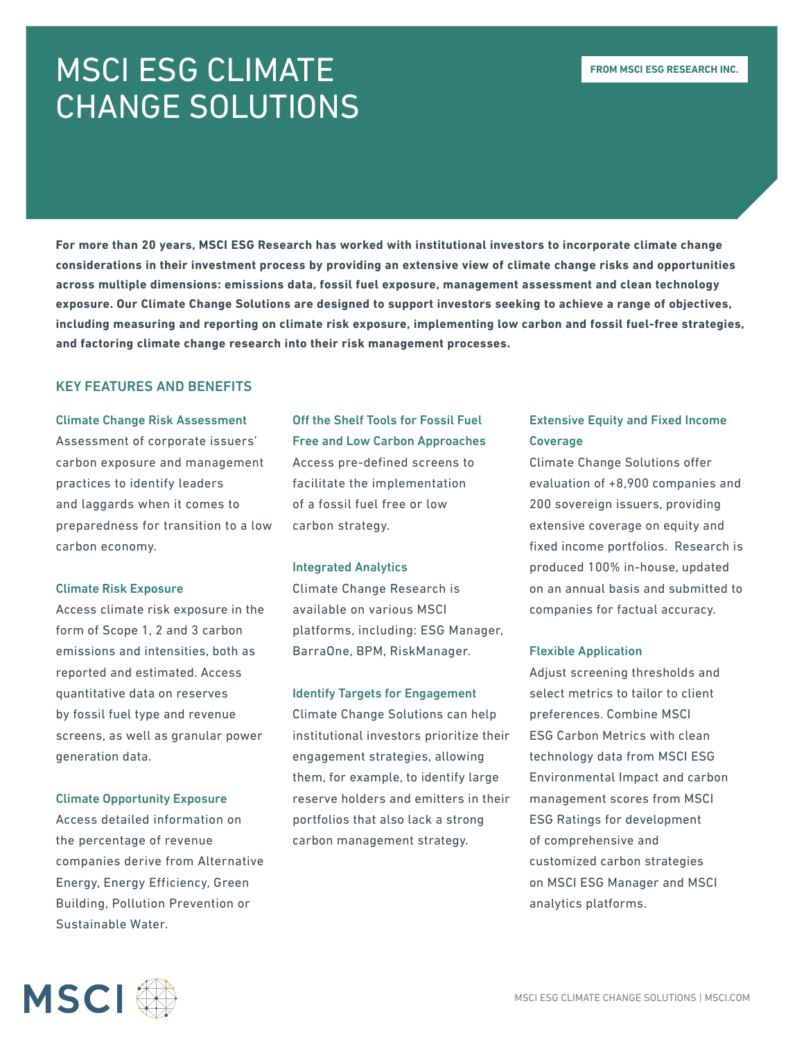# MSCI ESG CLIMATE CHANGE SOLUTIONS

FROM MSCI ESG RESEARCH INC.

**For more than 20 years, MSCI ESG Research has worked with institutional investors to incorporate climate change considerations in their investment process by providing an extensive view of climate change risks and opportunities across multiple dimensions: emissions data, fossil fuel exposure, management assessment and clean technology exposure. Our Climate Change Solutions are designed to support investors seeking to achieve a range of objectives, including measuring and reporting on climate risk exposure, implementing low carbon and fossil fuel-free strategies, and factoring climate change research into their risk management processes.**

## KEY FEATURES AND BENEFITS

### Climate Change Risk Assessment

Assessment of corporate issuers' carbon exposure and management practices to identify leaders and laggards when it comes to preparedness for transition to a low carbon economy.

### Climate Risk Exposure

Access climate risk exposure in the form of Scope 1, 2 and 3 carbon emissions and intensities, both as reported and estimated. Access quantitative data on reserves by fossil fuel type and revenue screens, as well as granular power generation data.

### Climate Opportunity Exposure

Access detailed information on the percentage of revenue companies derive from Alternative Energy, Energy Efficiency, Green Building, Pollution Prevention or Sustainable Water.

### Off the Shelf Tools for Fossil Fuel Free and Low Carbon Approaches

Access pre-defined screens to facilitate the implementation of a fossil fuel free or low carbon strategy.

### Integrated Analytics

Climate Change Research is available on various MSCI platforms, including: ESG Manager, BarraOne, BPM, RiskManager.

### Identify Targets for Engagement

Climate Change Solutions can help institutional investors prioritize their engagement strategies, allowing them, for example, to identify large reserve holders and emitters in their portfolios that also lack a strong carbon management strategy.

### Extensive Equity and Fixed Income Coverage

Climate Change Solutions offer evaluation of +8,900 companies and 200 sovereign issuers, providing extensive coverage on equity and fixed income portfolios. Research is produced 100% in-house, updated on an annual basis and submitted to companies for factual accuracy.

### Flexible Application

Adjust screening thresholds and select metrics to tailor to client preferences. Combine MSCI ESG Carbon Metrics with clean technology data from MSCI ESG Environmental Impact and carbon management scores from MSCI ESG Ratings for development of comprehensive and customized carbon strategies on MSCI ESG Manager and MSCI analytics platforms.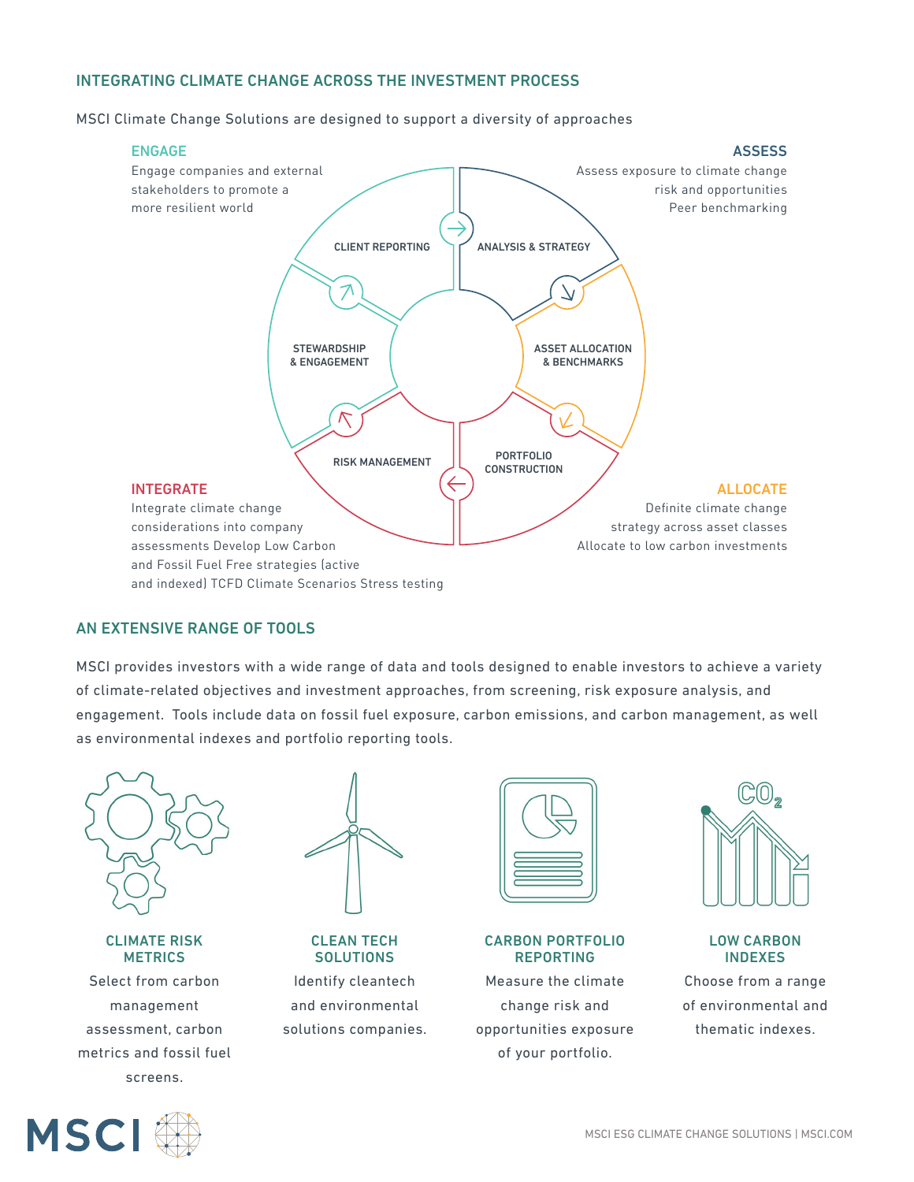## INTEGRATING CLIMATE CHANGE ACROSS THE INVESTMENT PROCESS

MSCI Climate Change Solutions are designed to support a diversity of approaches

### ENGAGE

Engage companies and external stakeholders to promote a more resilient world

### ASSESS

Assess exposure to climate change risk and opportunities
Peer benchmarking

CLIENT REPORTING

ANALYSIS & STRATEGY

STEWARDSHIP & ENGAGEMENT

ASSET ALLOCATION & BENCHMARKS

RISK MANAGEMENT

PORTFOLIO CONSTRUCTION

### INTEGRATE

Integrate climate change considerations into company assessments Develop Low Carbon and Fossil Fuel Free strategies (active and indexed) TCFD Climate Scenarios Stress testing

### ALLOCATE

Definite climate change strategy across asset classes
Allocate to low carbon investments

## AN EXTENSIVE RANGE OF TOOLS

MSCI provides investors with a wide range of data and tools designed to enable investors to achieve a variety of climate-related objectives and investment approaches, from screening, risk exposure analysis, and engagement. Tools include data on fossil fuel exposure, carbon emissions, and carbon management, as well as environmental indexes and portfolio reporting tools.

### CLIMATE RISK METRICS

Select from carbon management assessment, carbon metrics and fossil fuel screens.

### CLEAN TECH SOLUTIONS

Identify cleantech and environmental solutions companies.

### CARBON PORTFOLIO REPORTING

Measure the climate change risk and opportunities exposure of your portfolio.

### LOW CARBON INDEXES

$CO_2$

Choose from a range of environmental and thematic indexes.

MSCI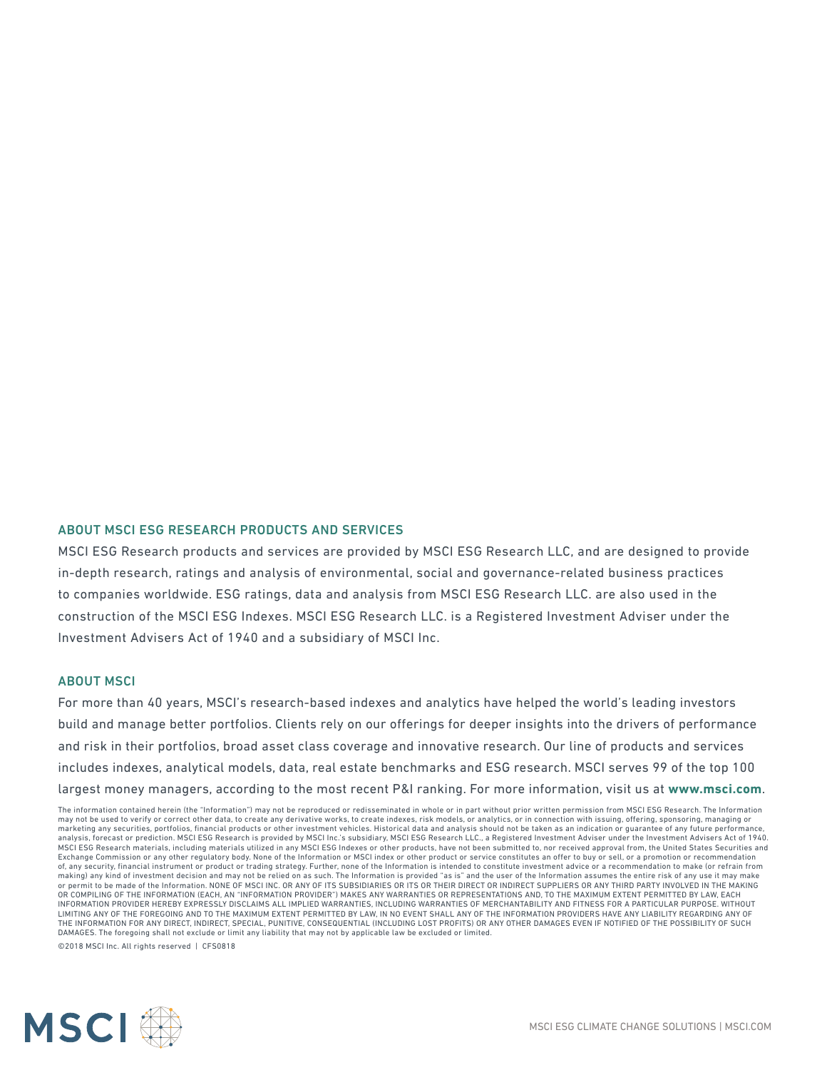## ABOUT MSCI ESG RESEARCH PRODUCTS AND SERVICES

MSCI ESG Research products and services are provided by MSCI ESG Research LLC, and are designed to provide in-depth research, ratings and analysis of environmental, social and governance-related business practices to companies worldwide. ESG ratings, data and analysis from MSCI ESG Research LLC. are also used in the construction of the MSCI ESG Indexes. MSCI ESG Research LLC. is a Registered Investment Adviser under the Investment Advisers Act of 1940 and a subsidiary of MSCI Inc.

## ABOUT MSCI

For more than 40 years, MSCI's research-based indexes and analytics have helped the world's leading investors build and manage better portfolios. Clients rely on our offerings for deeper insights into the drivers of performance and risk in their portfolios, broad asset class coverage and innovative research. Our line of products and services includes indexes, analytical models, data, real estate benchmarks and ESG research. MSCI serves 99 of the top 100 largest money managers, according to the most recent P&I ranking. For more information, visit us at **www.msci.com**.

The information contained herein (the "Information") may not be reproduced or redisseminated in whole or in part without prior written permission from MSCI ESG Research. The Information may not be used to verify or correct other data, to create any derivative works, to create indexes, risk models, or analytics, or in connection with issuing, offering, sponsoring, managing or marketing any securities, portfolios, financial products or other investment vehicles. Historical data and analysis should not be taken as an indication or guarantee of any future performance, analysis, forecast or prediction. MSCI ESG Research is provided by MSCI Inc.'s subsidiary, MSCI ESG Research LLC., a Registered Investment Adviser under the Investment Advisers Act of 1940. MSCI ESG Research materials, including materials utilized in any MSCI ESG Indexes or other products, have not been submitted to, nor received approval from, the United States Securities and Exchange Commission or any other regulatory body. None of the Information or MSCI index or other product or service constitutes an offer to buy or sell, or a promotion or recommendation of, any security, financial instrument or product or trading strategy. Further, none of the Information is intended to constitute investment advice or a recommendation to make (or refrain from making) any kind of investment decision and may not be relied on as such. The Information is provided "as is" and the user of the Information assumes the entire risk of any use it may make or permit to be made of the Information. NONE OF MSCI INC. OR ANY OF ITS SUBSIDIARIES OR ITS OR THEIR DIRECT OR INDIRECT SUPPLIERS OR ANY THIRD PARTY INVOLVED IN THE MAKING OR COMPILING OF THE INFORMATION (EACH, AN "INFORMATION PROVIDER") MAKES ANY WARRANTIES OR REPRESENTATIONS AND, TO THE MAXIMUM EXTENT PERMITTED BY LAW, EACH INFORMATION PROVIDER HEREBY EXPRESSLY DISCLAIMS ALL IMPLIED WARRANTIES, INCLUDING WARRANTIES OF MERCHANTABILITY AND FITNESS FOR A PARTICULAR PURPOSE. WITHOUT LIMITING ANY OF THE FOREGOING AND TO THE MAXIMUM EXTENT PERMITTED BY LAW, IN NO EVENT SHALL ANY OF THE INFORMATION PROVIDERS HAVE ANY LIABILITY REGARDING ANY OF THE INFORMATION FOR ANY DIRECT, INDIRECT, SPECIAL, PUNITIVE, CONSEQUENTIAL (INCLUDING LOST PROFITS) OR ANY OTHER DAMAGES EVEN IF NOTIFIED OF THE POSSIBILITY OF SUCH DAMAGES. The foregoing shall not exclude or limit any liability that may not by applicable law be excluded or limited.

©2018 MSCI Inc. All rights reserved | CFS0818

MSCI